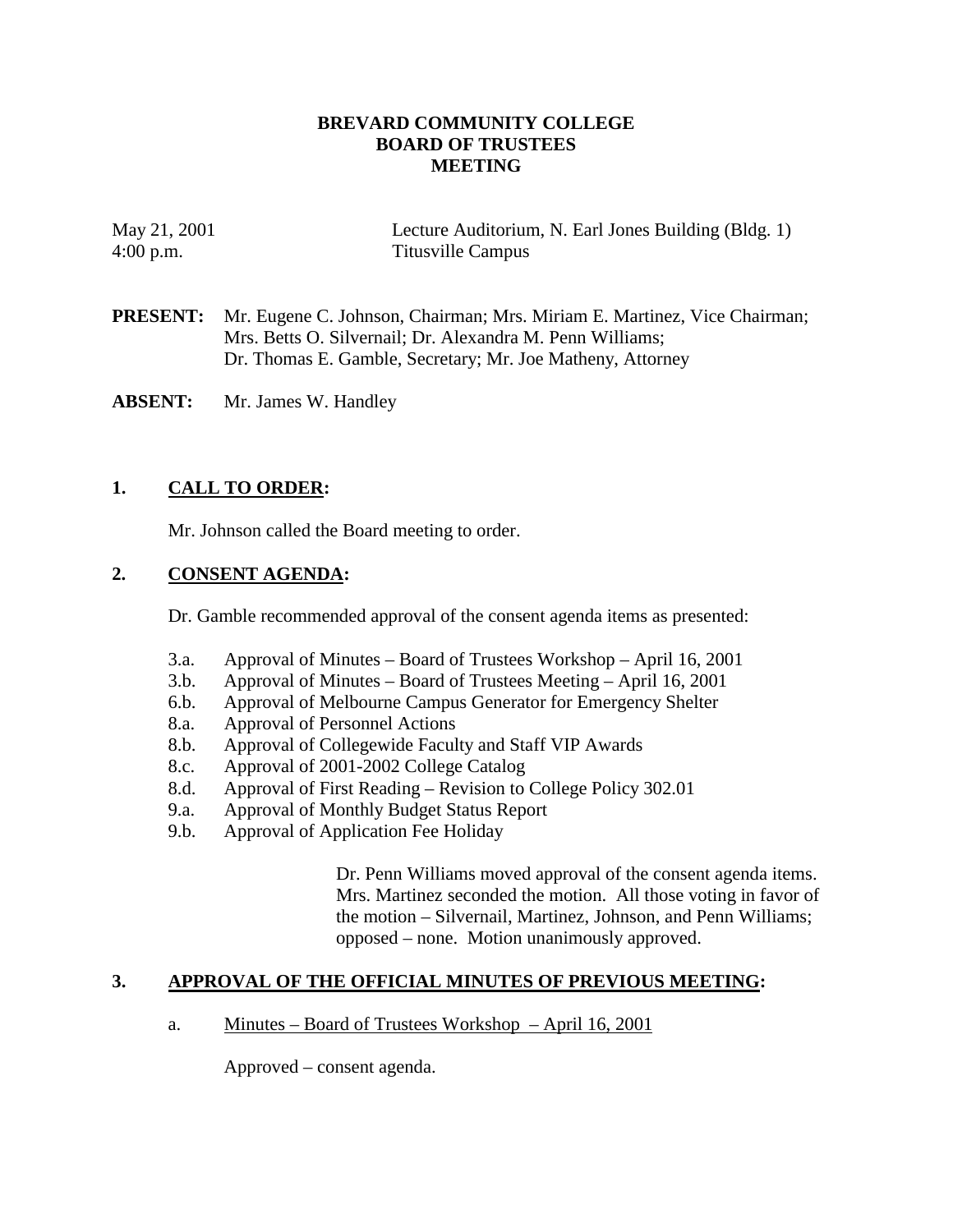# BREVARD COMMUNITY COLLEGE
# BOARD OF TRUSTEES
# MEETING

May 21, 2001 — Lecture Auditorium, N. Earl Jones Building (Bldg. 1)
4:00 p.m. — Titusville Campus

**PRESENT:** Mr. Eugene C. Johnson, Chairman; Mrs. Miriam E. Martinez, Vice Chairman; Mrs. Betts O. Silvernail; Dr. Alexandra M. Penn Williams; Dr. Thomas E. Gamble, Secretary; Mr. Joe Matheny, Attorney

**ABSENT:** Mr. James W. Handley

## 1. CALL TO ORDER:

Mr. Johnson called the Board meeting to order.

## 2. CONSENT AGENDA:

Dr. Gamble recommended approval of the consent agenda items as presented:

- 3.a. Approval of Minutes – Board of Trustees Workshop – April 16, 2001
- 3.b. Approval of Minutes – Board of Trustees Meeting – April 16, 2001
- 6.b. Approval of Melbourne Campus Generator for Emergency Shelter
- 8.a. Approval of Personnel Actions
- 8.b. Approval of Collegewide Faculty and Staff VIP Awards
- 8.c. Approval of 2001-2002 College Catalog
- 8.d. Approval of First Reading – Revision to College Policy 302.01
- 9.a. Approval of Monthly Budget Status Report
- 9.b. Approval of Application Fee Holiday

Dr. Penn Williams moved approval of the consent agenda items. Mrs. Martinez seconded the motion. All those voting in favor of the motion – Silvernail, Martinez, Johnson, and Penn Williams; opposed – none. Motion unanimously approved.

## 3. APPROVAL OF THE OFFICIAL MINUTES OF PREVIOUS MEETING:

a. Minutes – Board of Trustees Workshop – April 16, 2001

Approved – consent agenda.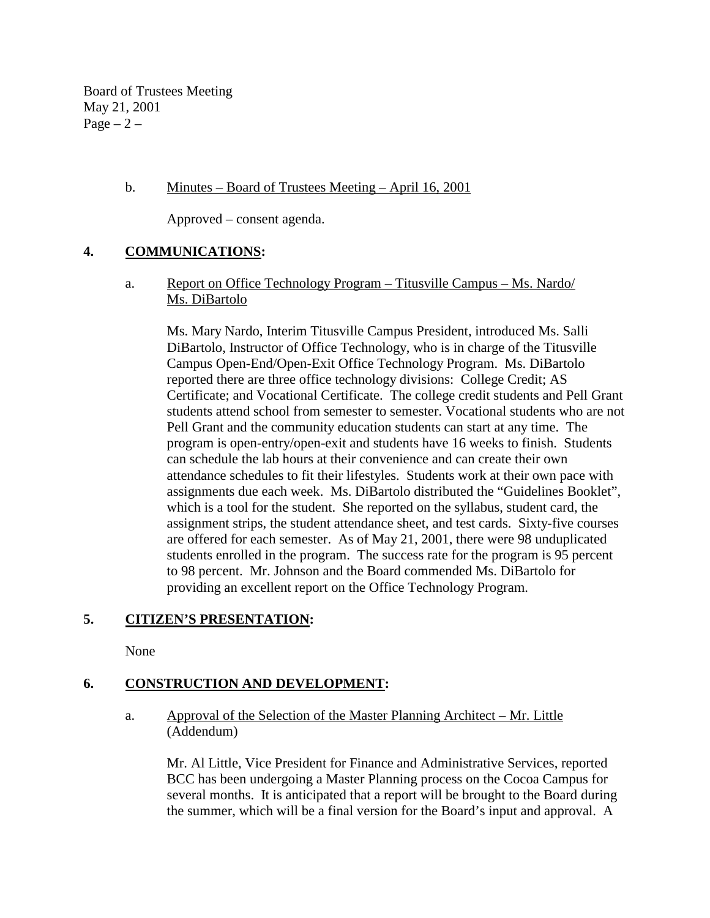b. Minutes – Board of Trustees Meeting – April 16, 2001

Approved – consent agenda.

## 4. COMMUNICATIONS:

a. Report on Office Technology Program – Titusville Campus – Ms. Nardo/ Ms. DiBartolo

Ms. Mary Nardo, Interim Titusville Campus President, introduced Ms. Salli DiBartolo, Instructor of Office Technology, who is in charge of the Titusville Campus Open-End/Open-Exit Office Technology Program. Ms. DiBartolo reported there are three office technology divisions: College Credit; AS Certificate; and Vocational Certificate. The college credit students and Pell Grant students attend school from semester to semester. Vocational students who are not Pell Grant and the community education students can start at any time. The program is open-entry/open-exit and students have 16 weeks to finish. Students can schedule the lab hours at their convenience and can create their own attendance schedules to fit their lifestyles. Students work at their own pace with assignments due each week. Ms. DiBartolo distributed the "Guidelines Booklet", which is a tool for the student. She reported on the syllabus, student card, the assignment strips, the student attendance sheet, and test cards. Sixty-five courses are offered for each semester. As of May 21, 2001, there were 98 unduplicated students enrolled in the program. The success rate for the program is 95 percent to 98 percent. Mr. Johnson and the Board commended Ms. DiBartolo for providing an excellent report on the Office Technology Program.

## 5. CITIZEN'S PRESENTATION:

None

## 6. CONSTRUCTION AND DEVELOPMENT:

a. Approval of the Selection of the Master Planning Architect – Mr. Little (Addendum)

Mr. Al Little, Vice President for Finance and Administrative Services, reported BCC has been undergoing a Master Planning process on the Cocoa Campus for several months. It is anticipated that a report will be brought to the Board during the summer, which will be a final version for the Board's input and approval. A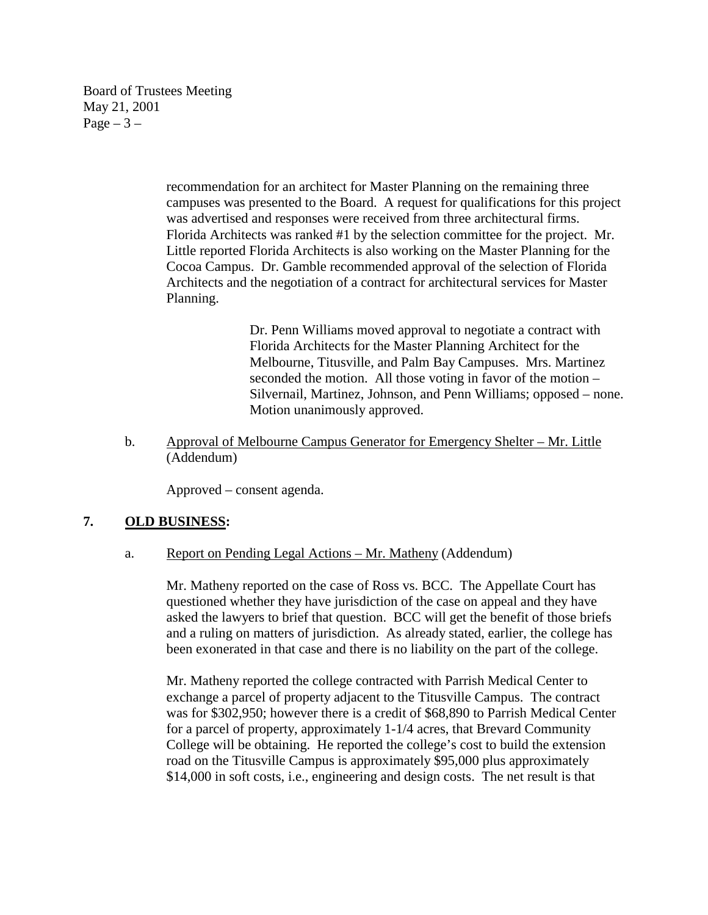recommendation for an architect for Master Planning on the remaining three campuses was presented to the Board. A request for qualifications for this project was advertised and responses were received from three architectural firms. Florida Architects was ranked #1 by the selection committee for the project. Mr. Little reported Florida Architects is also working on the Master Planning for the Cocoa Campus. Dr. Gamble recommended approval of the selection of Florida Architects and the negotiation of a contract for architectural services for Master Planning.

> Dr. Penn Williams moved approval to negotiate a contract with Florida Architects for the Master Planning Architect for the Melbourne, Titusville, and Palm Bay Campuses. Mrs. Martinez seconded the motion. All those voting in favor of the motion – Silvernail, Martinez, Johnson, and Penn Williams; opposed – none. Motion unanimously approved.

b. Approval of Melbourne Campus Generator for Emergency Shelter – Mr. Little (Addendum)

Approved – consent agenda.

## 7. **OLD BUSINESS:**

a. Report on Pending Legal Actions – Mr. Matheny (Addendum)

Mr. Matheny reported on the case of Ross vs. BCC. The Appellate Court has questioned whether they have jurisdiction of the case on appeal and they have asked the lawyers to brief that question. BCC will get the benefit of those briefs and a ruling on matters of jurisdiction. As already stated, earlier, the college has been exonerated in that case and there is no liability on the part of the college.

Mr. Matheny reported the college contracted with Parrish Medical Center to exchange a parcel of property adjacent to the Titusville Campus. The contract was for $302,950; however there is a credit of $68,890 to Parrish Medical Center for a parcel of property, approximately 1-1/4 acres, that Brevard Community College will be obtaining. He reported the college's cost to build the extension road on the Titusville Campus is approximately $95,000 plus approximately $14,000 in soft costs, i.e., engineering and design costs. The net result is that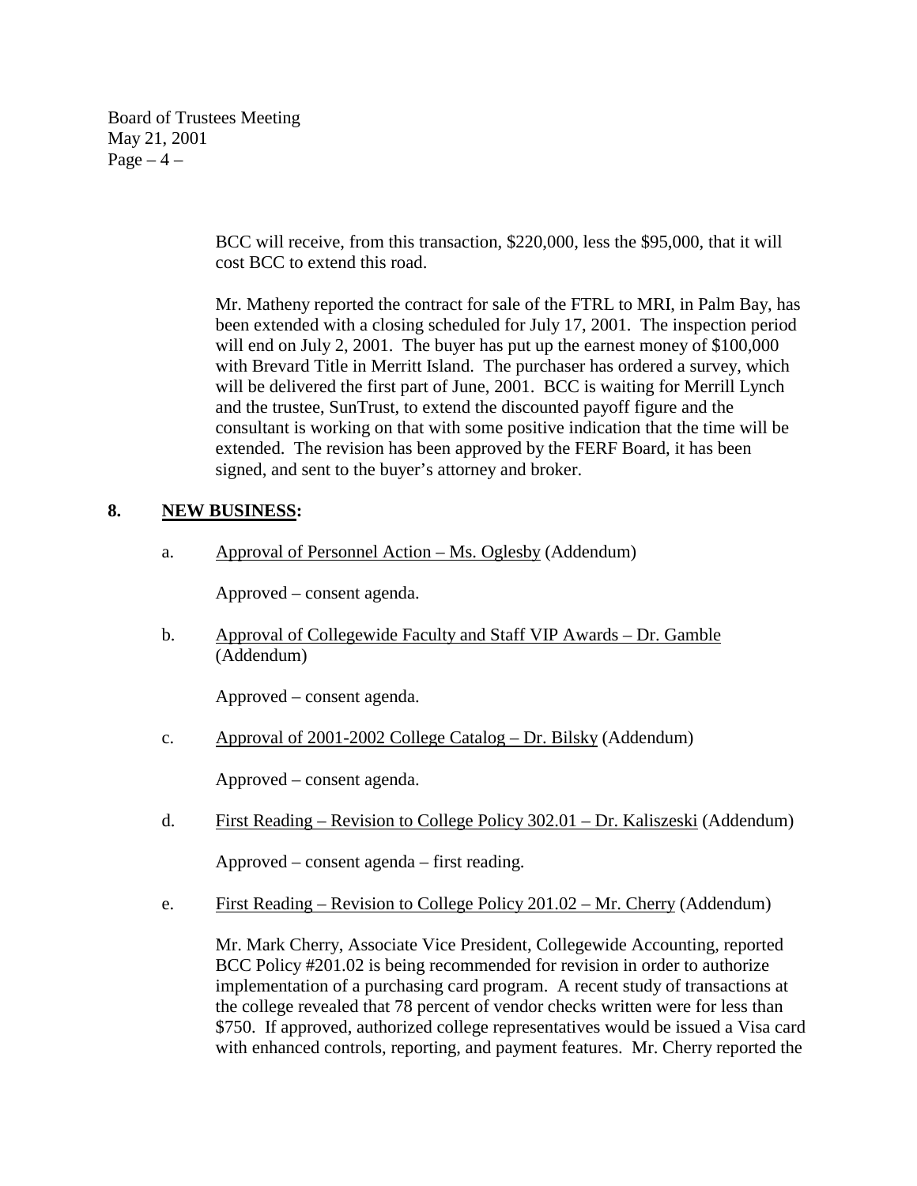BCC will receive, from this transaction, $220,000, less the $95,000, that it will cost BCC to extend this road.

Mr. Matheny reported the contract for sale of the FTRL to MRI, in Palm Bay, has been extended with a closing scheduled for July 17, 2001. The inspection period will end on July 2, 2001. The buyer has put up the earnest money of $100,000 with Brevard Title in Merritt Island. The purchaser has ordered a survey, which will be delivered the first part of June, 2001. BCC is waiting for Merrill Lynch and the trustee, SunTrust, to extend the discounted payoff figure and the consultant is working on that with some positive indication that the time will be extended. The revision has been approved by the FERF Board, it has been signed, and sent to the buyer's attorney and broker.

## 8. NEW BUSINESS:

a. Approval of Personnel Action – Ms. Oglesby (Addendum)

Approved – consent agenda.

b. Approval of Collegewide Faculty and Staff VIP Awards – Dr. Gamble (Addendum)

Approved – consent agenda.

c. Approval of 2001-2002 College Catalog – Dr. Bilsky (Addendum)

Approved – consent agenda.

d. First Reading – Revision to College Policy 302.01 – Dr. Kaliszeski (Addendum)

Approved – consent agenda – first reading.

e. First Reading – Revision to College Policy 201.02 – Mr. Cherry (Addendum)

Mr. Mark Cherry, Associate Vice President, Collegewide Accounting, reported BCC Policy #201.02 is being recommended for revision in order to authorize implementation of a purchasing card program. A recent study of transactions at the college revealed that 78 percent of vendor checks written were for less than $750. If approved, authorized college representatives would be issued a Visa card with enhanced controls, reporting, and payment features. Mr. Cherry reported the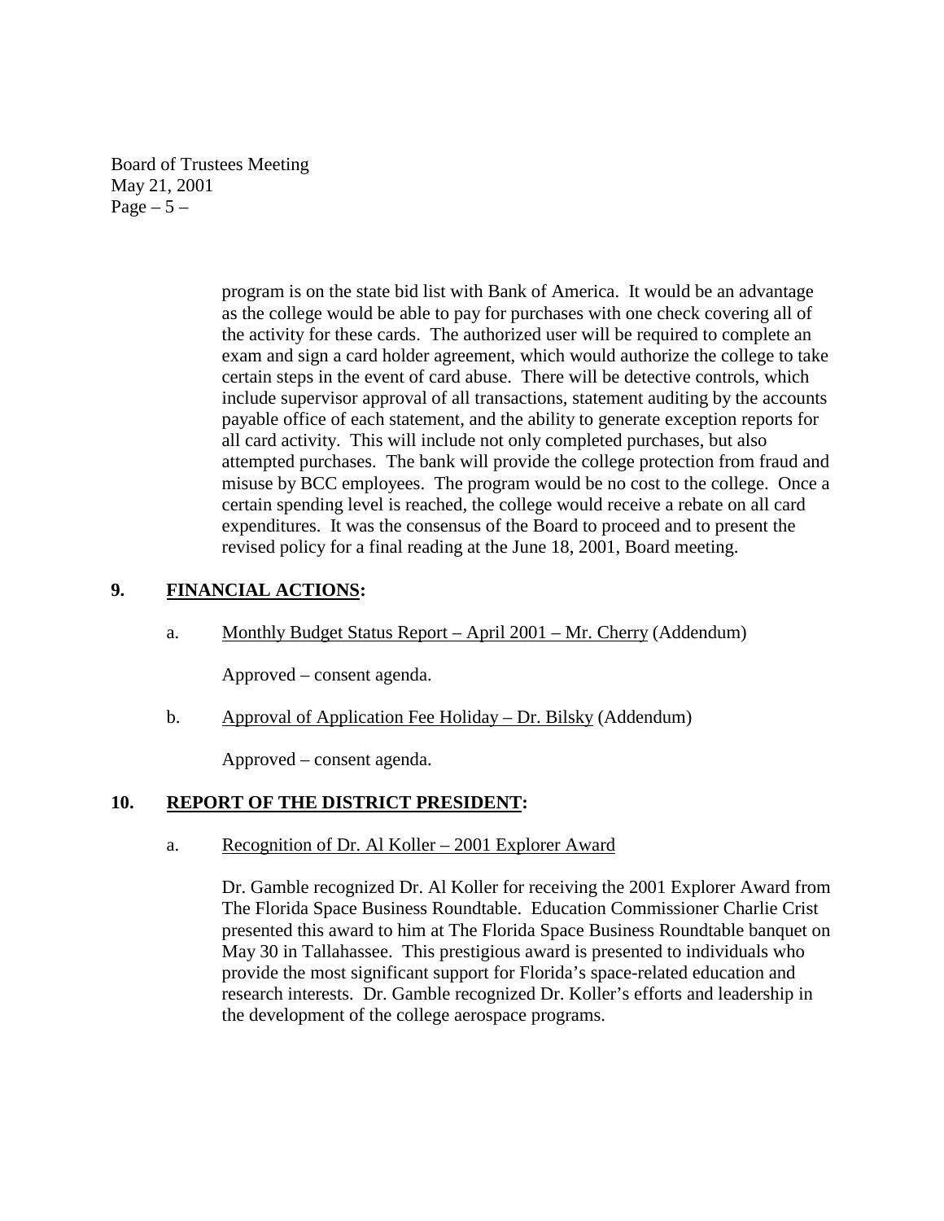program is on the state bid list with Bank of America. It would be an advantage as the college would be able to pay for purchases with one check covering all of the activity for these cards. The authorized user will be required to complete an exam and sign a card holder agreement, which would authorize the college to take certain steps in the event of card abuse. There will be detective controls, which include supervisor approval of all transactions, statement auditing by the accounts payable office of each statement, and the ability to generate exception reports for all card activity. This will include not only completed purchases, but also attempted purchases. The bank will provide the college protection from fraud and misuse by BCC employees. The program would be no cost to the college. Once a certain spending level is reached, the college would receive a rebate on all card expenditures. It was the consensus of the Board to proceed and to present the revised policy for a final reading at the June 18, 2001, Board meeting.

## 9. FINANCIAL ACTIONS:

a. Monthly Budget Status Report – April 2001 – Mr. Cherry (Addendum)

Approved – consent agenda.

b. Approval of Application Fee Holiday – Dr. Bilsky (Addendum)

Approved – consent agenda.

## 10. REPORT OF THE DISTRICT PRESIDENT:

a. Recognition of Dr. Al Koller – 2001 Explorer Award

Dr. Gamble recognized Dr. Al Koller for receiving the 2001 Explorer Award from The Florida Space Business Roundtable. Education Commissioner Charlie Crist presented this award to him at The Florida Space Business Roundtable banquet on May 30 in Tallahassee. This prestigious award is presented to individuals who provide the most significant support for Florida's space-related education and research interests. Dr. Gamble recognized Dr. Koller's efforts and leadership in the development of the college aerospace programs.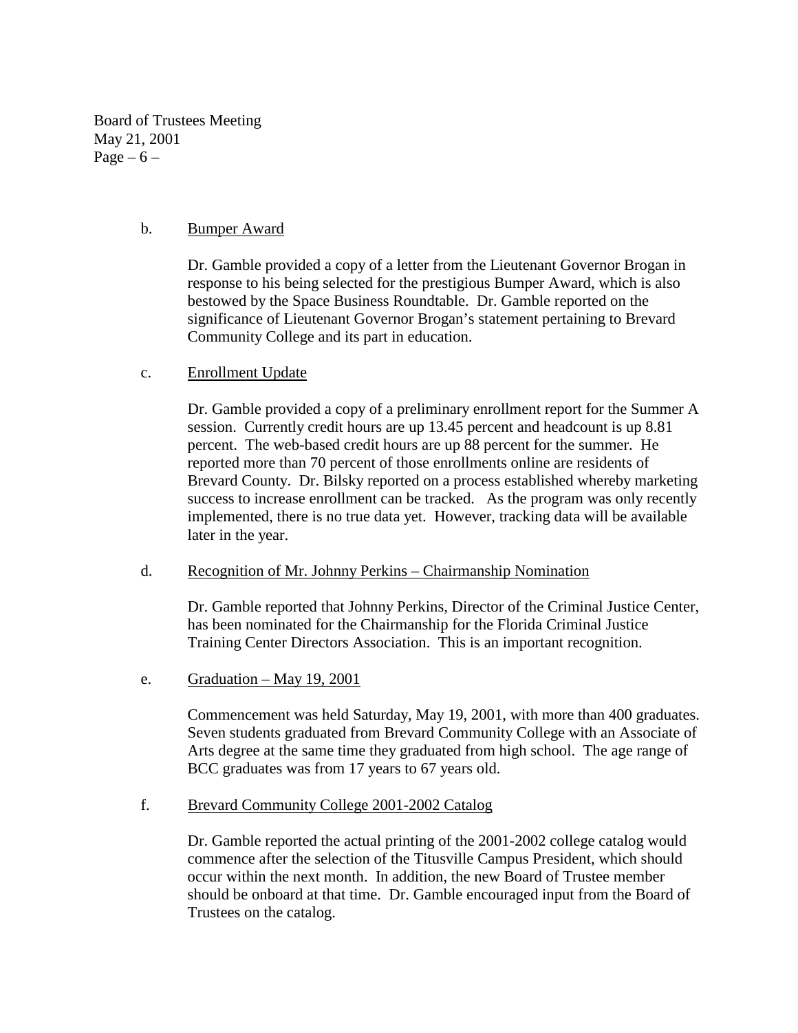b. Bumper Award

Dr. Gamble provided a copy of a letter from the Lieutenant Governor Brogan in response to his being selected for the prestigious Bumper Award, which is also bestowed by the Space Business Roundtable. Dr. Gamble reported on the significance of Lieutenant Governor Brogan's statement pertaining to Brevard Community College and its part in education.

c. Enrollment Update

Dr. Gamble provided a copy of a preliminary enrollment report for the Summer A session. Currently credit hours are up 13.45 percent and headcount is up 8.81 percent. The web-based credit hours are up 88 percent for the summer. He reported more than 70 percent of those enrollments online are residents of Brevard County. Dr. Bilsky reported on a process established whereby marketing success to increase enrollment can be tracked. As the program was only recently implemented, there is no true data yet. However, tracking data will be available later in the year.

d. Recognition of Mr. Johnny Perkins – Chairmanship Nomination

Dr. Gamble reported that Johnny Perkins, Director of the Criminal Justice Center, has been nominated for the Chairmanship for the Florida Criminal Justice Training Center Directors Association. This is an important recognition.

e. Graduation – May 19, 2001

Commencement was held Saturday, May 19, 2001, with more than 400 graduates. Seven students graduated from Brevard Community College with an Associate of Arts degree at the same time they graduated from high school. The age range of BCC graduates was from 17 years to 67 years old.

f. Brevard Community College 2001-2002 Catalog

Dr. Gamble reported the actual printing of the 2001-2002 college catalog would commence after the selection of the Titusville Campus President, which should occur within the next month. In addition, the new Board of Trustee member should be onboard at that time. Dr. Gamble encouraged input from the Board of Trustees on the catalog.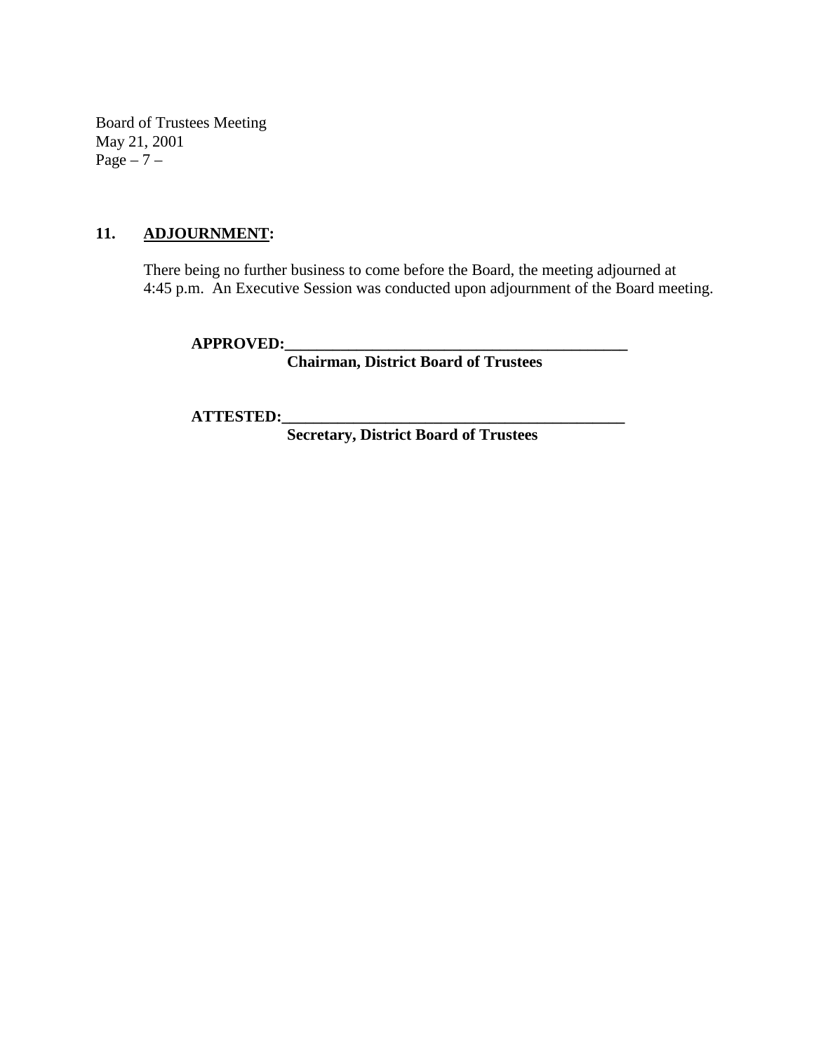## 11. ADJOURNMENT:

There being no further business to come before the Board, the meeting adjourned at 4:45 p.m. An Executive Session was conducted upon adjournment of the Board meeting.

**APPROVED:**_____________________________________________
**Chairman, District Board of Trustees**

**ATTESTED:**_____________________________________________
**Secretary, District Board of Trustees**